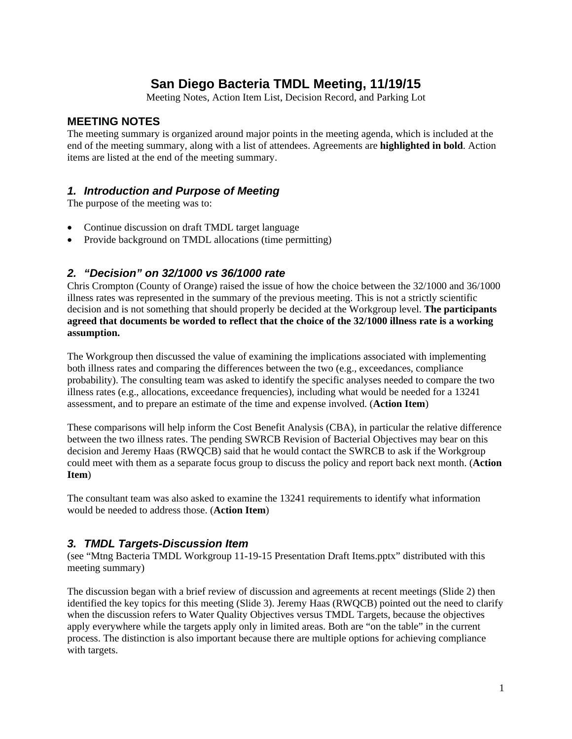# San Diego Bacteria TMDL Meeting, 11/19/15

Meeting Notes, Action Item List, Decision Record, and Parking Lot

## MEETING NOTES

The meeting summary is organized around major points in the meeting agenda, which is included at the end of the meeting summary, along with a list of attendees. Agreements are **highlighted in bold**. Action items are listed at the end of the meeting summary.

### *1. Introduction and Purpose of Meeting*

The purpose of the meeting was to:

- Continue discussion on draft TMDL target language
- Provide background on TMDL allocations (time permitting)

### *2. "Decision" on 32/1000 vs 36/1000 rate*

Chris Crompton (County of Orange) raised the issue of how the choice between the 32/1000 and 36/1000 illness rates was represented in the summary of the previous meeting. This is not a strictly scientific decision and is not something that should properly be decided at the Workgroup level. **The participants agreed that documents be worded to reflect that the choice of the 32/1000 illness rate is a working assumption.**

The Workgroup then discussed the value of examining the implications associated with implementing both illness rates and comparing the differences between the two (e.g., exceedances, compliance probability). The consulting team was asked to identify the specific analyses needed to compare the two illness rates (e.g., allocations, exceedance frequencies), including what would be needed for a 13241 assessment, and to prepare an estimate of the time and expense involved. (**Action Item**)

These comparisons will help inform the Cost Benefit Analysis (CBA), in particular the relative difference between the two illness rates. The pending SWRCB Revision of Bacterial Objectives may bear on this decision and Jeremy Haas (RWQCB) said that he would contact the SWRCB to ask if the Workgroup could meet with them as a separate focus group to discuss the policy and report back next month. (**Action Item**)

The consultant team was also asked to examine the 13241 requirements to identify what information would be needed to address those. (**Action Item**)

### *3. TMDL Targets-Discussion Item*

(see "Mtng Bacteria TMDL Workgroup 11-19-15 Presentation Draft Items.pptx" distributed with this meeting summary)

The discussion began with a brief review of discussion and agreements at recent meetings (Slide 2) then identified the key topics for this meeting (Slide 3). Jeremy Haas (RWQCB) pointed out the need to clarify when the discussion refers to Water Quality Objectives versus TMDL Targets, because the objectives apply everywhere while the targets apply only in limited areas. Both are "on the table" in the current process. The distinction is also important because there are multiple options for achieving compliance with targets.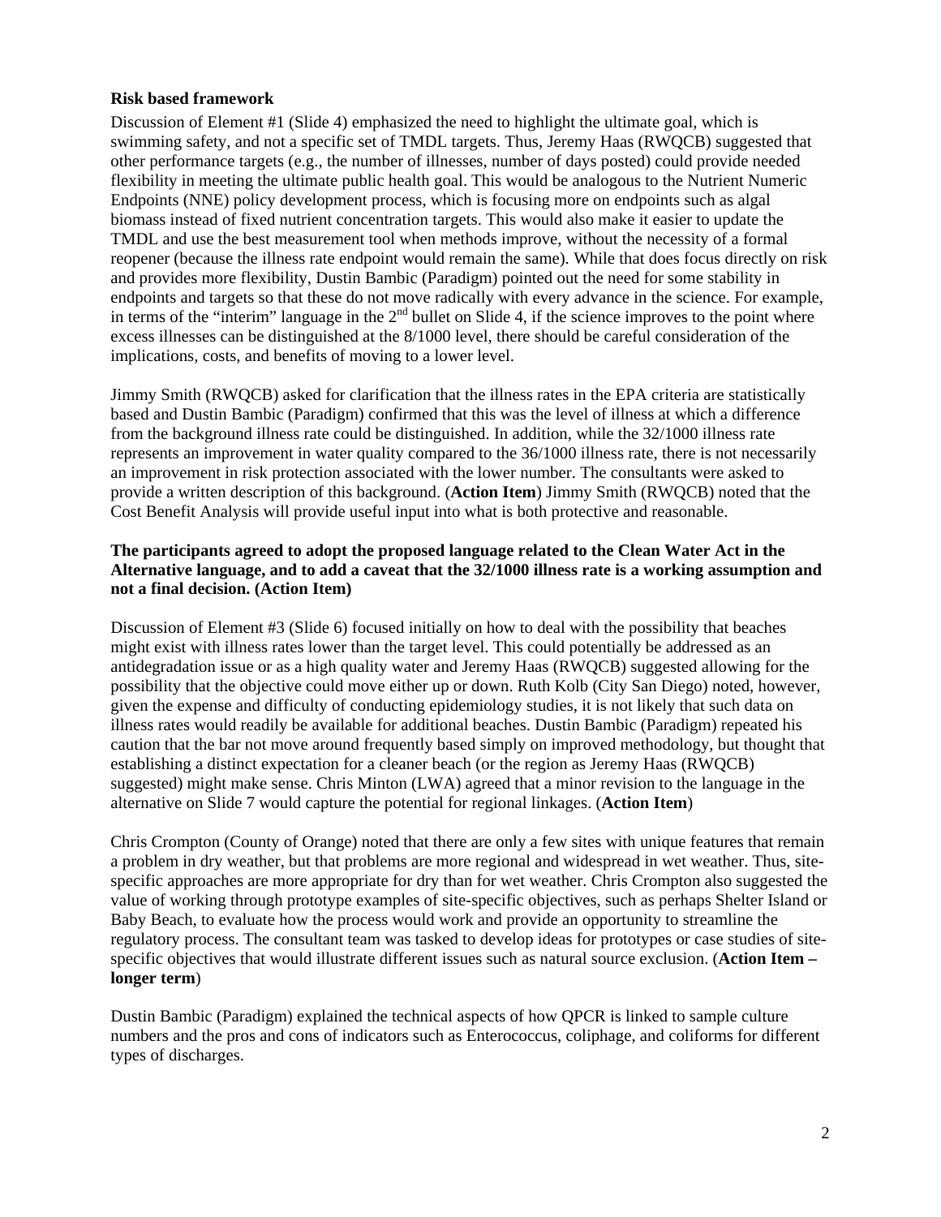**Risk based framework**

Discussion of Element #1 (Slide 4) emphasized the need to highlight the ultimate goal, which is swimming safety, and not a specific set of TMDL targets. Thus, Jeremy Haas (RWQCB) suggested that other performance targets (e.g., the number of illnesses, number of days posted) could provide needed flexibility in meeting the ultimate public health goal. This would be analogous to the Nutrient Numeric Endpoints (NNE) policy development process, which is focusing more on endpoints such as algal biomass instead of fixed nutrient concentration targets. This would also make it easier to update the TMDL and use the best measurement tool when methods improve, without the necessity of a formal reopener (because the illness rate endpoint would remain the same). While that does focus directly on risk and provides more flexibility, Dustin Bambic (Paradigm) pointed out the need for some stability in endpoints and targets so that these do not move radically with every advance in the science. For example, in terms of the "interim" language in the 2nd bullet on Slide 4, if the science improves to the point where excess illnesses can be distinguished at the 8/1000 level, there should be careful consideration of the implications, costs, and benefits of moving to a lower level.

Jimmy Smith (RWQCB) asked for clarification that the illness rates in the EPA criteria are statistically based and Dustin Bambic (Paradigm) confirmed that this was the level of illness at which a difference from the background illness rate could be distinguished. In addition, while the 32/1000 illness rate represents an improvement in water quality compared to the 36/1000 illness rate, there is not necessarily an improvement in risk protection associated with the lower number. The consultants were asked to provide a written description of this background. (**Action Item**) Jimmy Smith (RWQCB) noted that the Cost Benefit Analysis will provide useful input into what is both protective and reasonable.

**The participants agreed to adopt the proposed language related to the Clean Water Act in the Alternative language, and to add a caveat that the 32/1000 illness rate is a working assumption and not a final decision. (Action Item)**

Discussion of Element #3 (Slide 6) focused initially on how to deal with the possibility that beaches might exist with illness rates lower than the target level. This could potentially be addressed as an antidegradation issue or as a high quality water and Jeremy Haas (RWQCB) suggested allowing for the possibility that the objective could move either up or down. Ruth Kolb (City San Diego) noted, however, given the expense and difficulty of conducting epidemiology studies, it is not likely that such data on illness rates would readily be available for additional beaches. Dustin Bambic (Paradigm) repeated his caution that the bar not move around frequently based simply on improved methodology, but thought that establishing a distinct expectation for a cleaner beach (or the region as Jeremy Haas (RWQCB) suggested) might make sense. Chris Minton (LWA) agreed that a minor revision to the language in the alternative on Slide 7 would capture the potential for regional linkages. (**Action Item**)

Chris Crompton (County of Orange) noted that there are only a few sites with unique features that remain a problem in dry weather, but that problems are more regional and widespread in wet weather. Thus, site-specific approaches are more appropriate for dry than for wet weather. Chris Crompton also suggested the value of working through prototype examples of site-specific objectives, such as perhaps Shelter Island or Baby Beach, to evaluate how the process would work and provide an opportunity to streamline the regulatory process. The consultant team was tasked to develop ideas for prototypes or case studies of site-specific objectives that would illustrate different issues such as natural source exclusion. (**Action Item – longer term**)

Dustin Bambic (Paradigm) explained the technical aspects of how QPCR is linked to sample culture numbers and the pros and cons of indicators such as Enterococcus, coliphage, and coliforms for different types of discharges.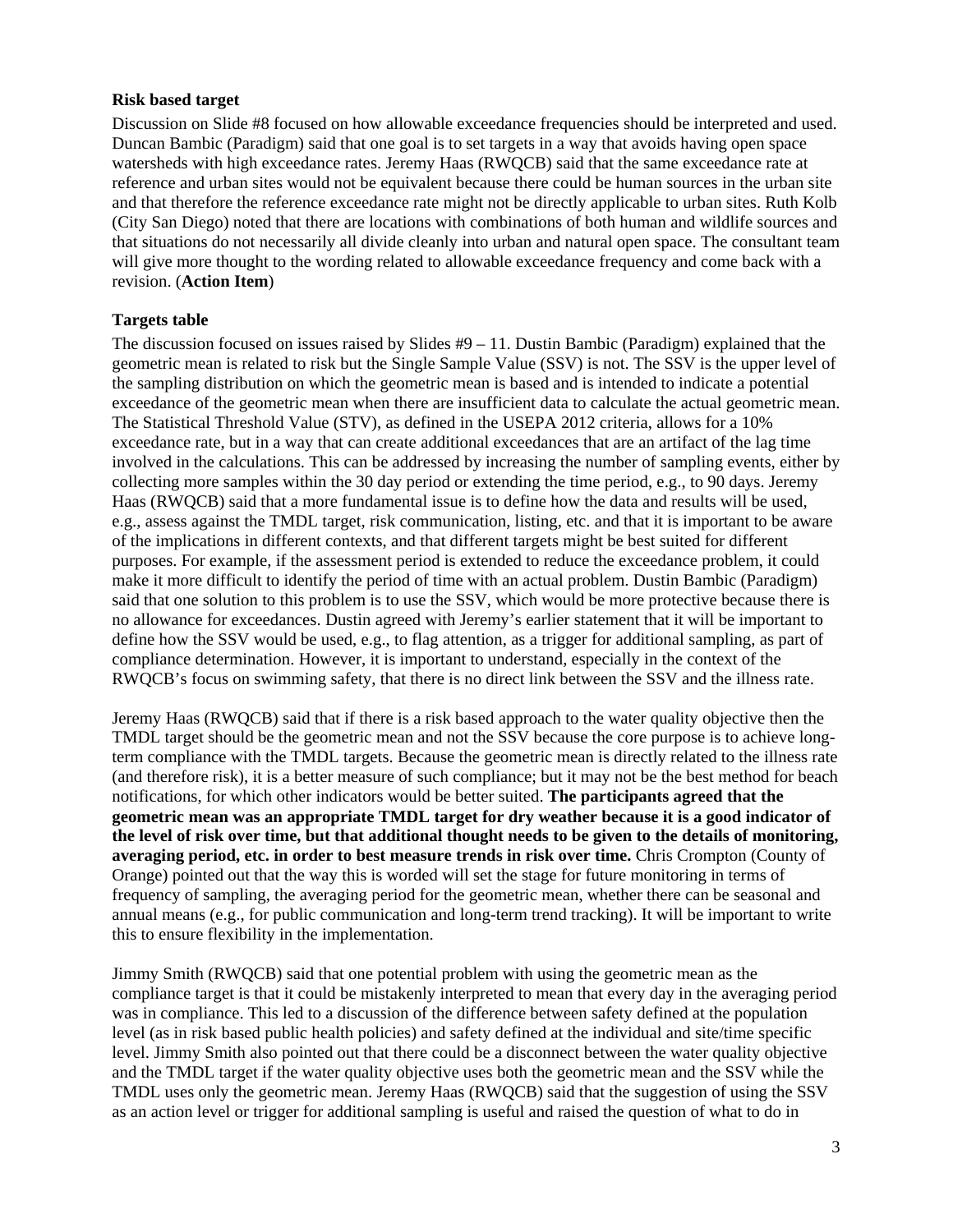**Risk based target**

Discussion on Slide #8 focused on how allowable exceedance frequencies should be interpreted and used. Duncan Bambic (Paradigm) said that one goal is to set targets in a way that avoids having open space watersheds with high exceedance rates. Jeremy Haas (RWQCB) said that the same exceedance rate at reference and urban sites would not be equivalent because there could be human sources in the urban site and that therefore the reference exceedance rate might not be directly applicable to urban sites. Ruth Kolb (City San Diego) noted that there are locations with combinations of both human and wildlife sources and that situations do not necessarily all divide cleanly into urban and natural open space. The consultant team will give more thought to the wording related to allowable exceedance frequency and come back with a revision. (**Action Item**)

**Targets table**

The discussion focused on issues raised by Slides #9 – 11. Dustin Bambic (Paradigm) explained that the geometric mean is related to risk but the Single Sample Value (SSV) is not. The SSV is the upper level of the sampling distribution on which the geometric mean is based and is intended to indicate a potential exceedance of the geometric mean when there are insufficient data to calculate the actual geometric mean. The Statistical Threshold Value (STV), as defined in the USEPA 2012 criteria, allows for a 10% exceedance rate, but in a way that can create additional exceedances that are an artifact of the lag time involved in the calculations. This can be addressed by increasing the number of sampling events, either by collecting more samples within the 30 day period or extending the time period, e.g., to 90 days. Jeremy Haas (RWQCB) said that a more fundamental issue is to define how the data and results will be used, e.g., assess against the TMDL target, risk communication, listing, etc. and that it is important to be aware of the implications in different contexts, and that different targets might be best suited for different purposes. For example, if the assessment period is extended to reduce the exceedance problem, it could make it more difficult to identify the period of time with an actual problem. Dustin Bambic (Paradigm) said that one solution to this problem is to use the SSV, which would be more protective because there is no allowance for exceedances. Dustin agreed with Jeremy's earlier statement that it will be important to define how the SSV would be used, e.g., to flag attention, as a trigger for additional sampling, as part of compliance determination. However, it is important to understand, especially in the context of the RWQCB's focus on swimming safety, that there is no direct link between the SSV and the illness rate.

Jeremy Haas (RWQCB) said that if there is a risk based approach to the water quality objective then the TMDL target should be the geometric mean and not the SSV because the core purpose is to achieve long-term compliance with the TMDL targets. Because the geometric mean is directly related to the illness rate (and therefore risk), it is a better measure of such compliance; but it may not be the best method for beach notifications, for which other indicators would be better suited. **The participants agreed that the geometric mean was an appropriate TMDL target for dry weather because it is a good indicator of the level of risk over time, but that additional thought needs to be given to the details of monitoring, averaging period, etc. in order to best measure trends in risk over time.** Chris Crompton (County of Orange) pointed out that the way this is worded will set the stage for future monitoring in terms of frequency of sampling, the averaging period for the geometric mean, whether there can be seasonal and annual means (e.g., for public communication and long-term trend tracking). It will be important to write this to ensure flexibility in the implementation.

Jimmy Smith (RWQCB) said that one potential problem with using the geometric mean as the compliance target is that it could be mistakenly interpreted to mean that every day in the averaging period was in compliance. This led to a discussion of the difference between safety defined at the population level (as in risk based public health policies) and safety defined at the individual and site/time specific level. Jimmy Smith also pointed out that there could be a disconnect between the water quality objective and the TMDL target if the water quality objective uses both the geometric mean and the SSV while the TMDL uses only the geometric mean. Jeremy Haas (RWQCB) said that the suggestion of using the SSV as an action level or trigger for additional sampling is useful and raised the question of what to do in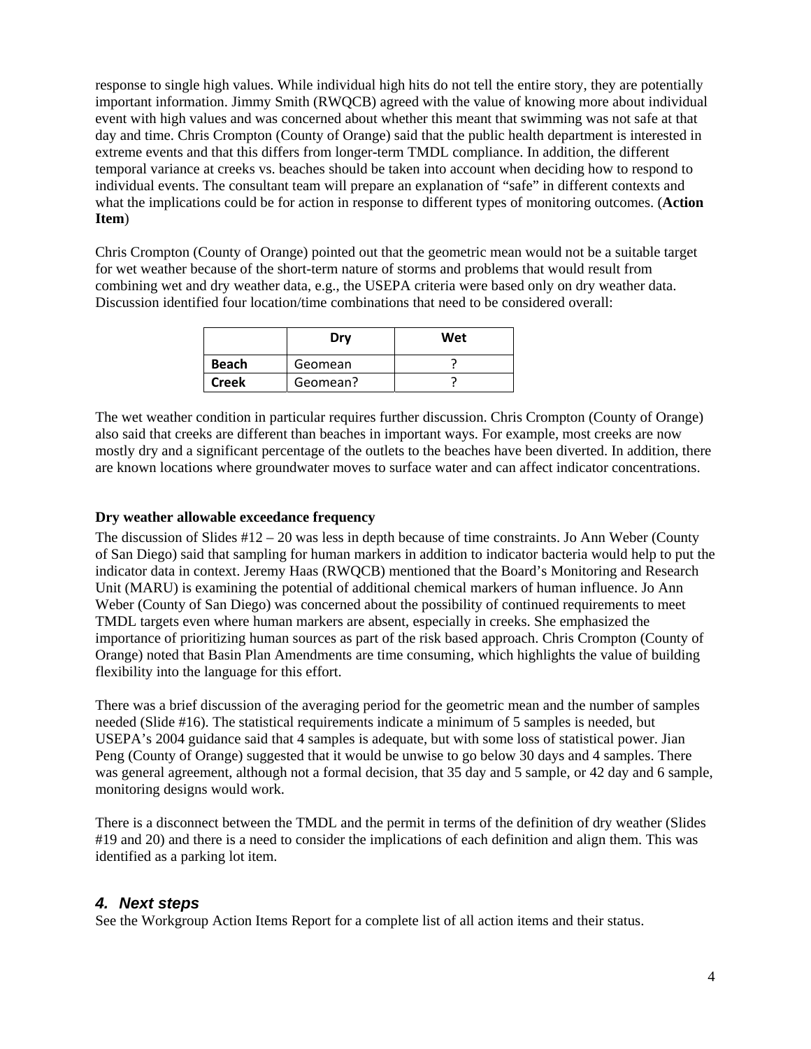response to single high values. While individual high hits do not tell the entire story, they are potentially important information. Jimmy Smith (RWQCB) agreed with the value of knowing more about individual event with high values and was concerned about whether this meant that swimming was not safe at that day and time. Chris Crompton (County of Orange) said that the public health department is interested in extreme events and that this differs from longer-term TMDL compliance. In addition, the different temporal variance at creeks vs. beaches should be taken into account when deciding how to respond to individual events. The consultant team will prepare an explanation of "safe" in different contexts and what the implications could be for action in response to different types of monitoring outcomes. (**Action Item**)

Chris Crompton (County of Orange) pointed out that the geometric mean would not be a suitable target for wet weather because of the short-term nature of storms and problems that would result from combining wet and dry weather data, e.g., the USEPA criteria were based only on dry weather data. Discussion identified four location/time combinations that need to be considered overall:

| | Dry | Wet |
|---|---|---|
| **Beach** | Geomean | ? |
| **Creek** | Geomean? | ? |

The wet weather condition in particular requires further discussion. Chris Crompton (County of Orange) also said that creeks are different than beaches in important ways. For example, most creeks are now mostly dry and a significant percentage of the outlets to the beaches have been diverted. In addition, there are known locations where groundwater moves to surface water and can affect indicator concentrations.

**Dry weather allowable exceedance frequency**

The discussion of Slides #12 – 20 was less in depth because of time constraints. Jo Ann Weber (County of San Diego) said that sampling for human markers in addition to indicator bacteria would help to put the indicator data in context. Jeremy Haas (RWQCB) mentioned that the Board's Monitoring and Research Unit (MARU) is examining the potential of additional chemical markers of human influence. Jo Ann Weber (County of San Diego) was concerned about the possibility of continued requirements to meet TMDL targets even where human markers are absent, especially in creeks. She emphasized the importance of prioritizing human sources as part of the risk based approach. Chris Crompton (County of Orange) noted that Basin Plan Amendments are time consuming, which highlights the value of building flexibility into the language for this effort.

There was a brief discussion of the averaging period for the geometric mean and the number of samples needed (Slide #16). The statistical requirements indicate a minimum of 5 samples is needed, but USEPA's 2004 guidance said that 4 samples is adequate, but with some loss of statistical power. Jian Peng (County of Orange) suggested that it would be unwise to go below 30 days and 4 samples. There was general agreement, although not a formal decision, that 35 day and 5 sample, or 42 day and 6 sample, monitoring designs would work.

There is a disconnect between the TMDL and the permit in terms of the definition of dry weather (Slides #19 and 20) and there is a need to consider the implications of each definition and align them. This was identified as a parking lot item.

## *4. Next steps*

See the Workgroup Action Items Report for a complete list of all action items and their status.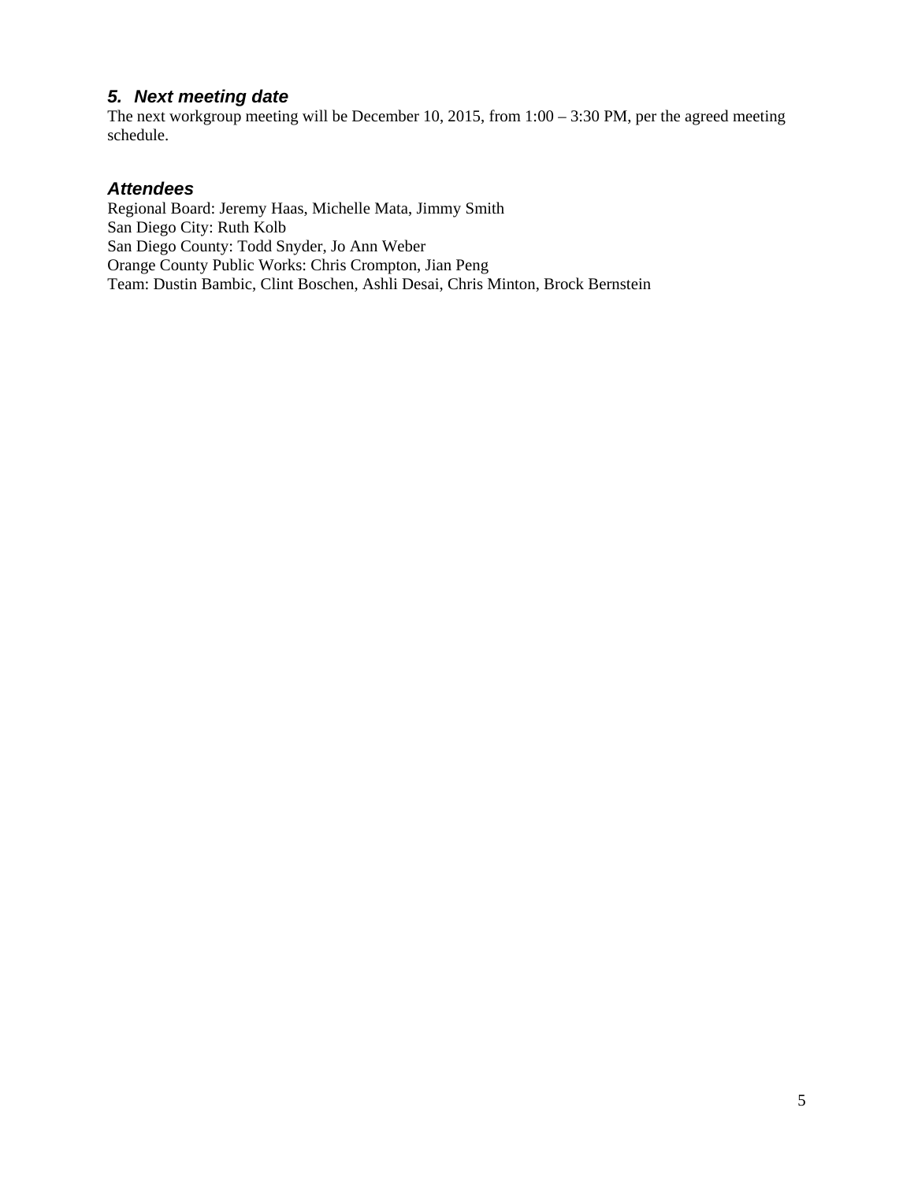### *5. Next meeting date*

The next workgroup meeting will be December 10, 2015, from 1:00 – 3:30 PM, per the agreed meeting schedule.

### *Attendees*

Regional Board: Jeremy Haas, Michelle Mata, Jimmy Smith
San Diego City: Ruth Kolb
San Diego County: Todd Snyder, Jo Ann Weber
Orange County Public Works: Chris Crompton, Jian Peng
Team: Dustin Bambic, Clint Boschen, Ashli Desai, Chris Minton, Brock Bernstein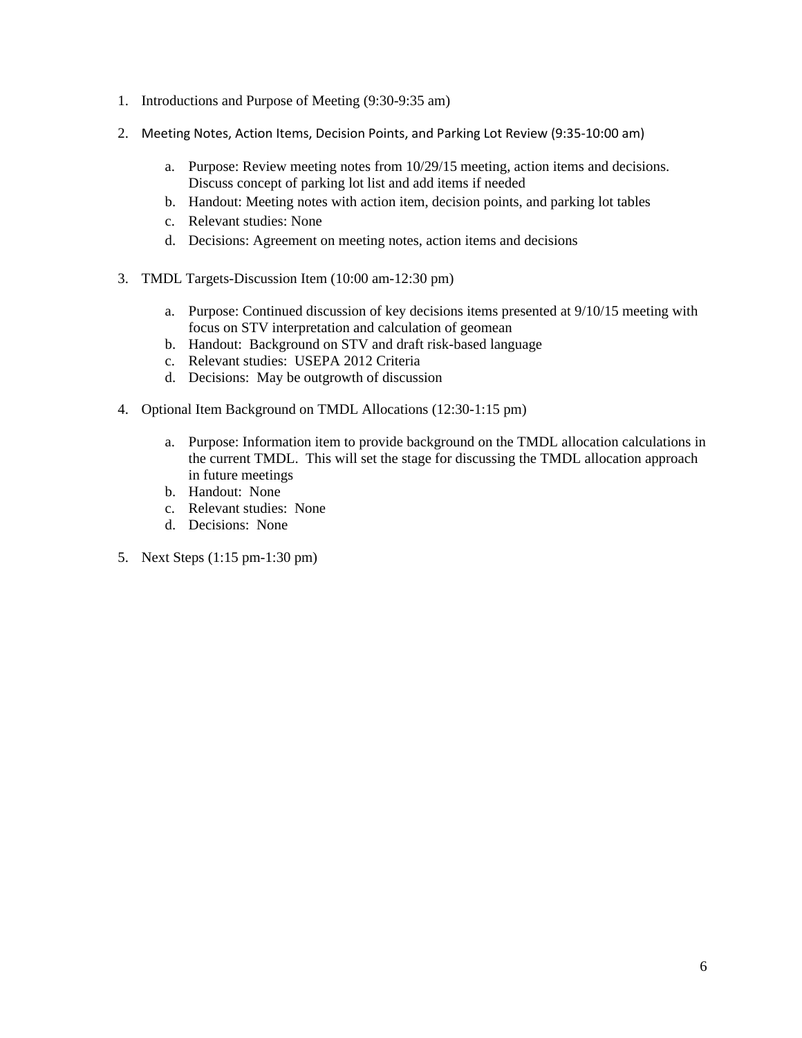1. Introductions and Purpose of Meeting (9:30-9:35 am)

2. Meeting Notes, Action Items, Decision Points, and Parking Lot Review (9:35-10:00 am)

    a. Purpose: Review meeting notes from 10/29/15 meeting, action items and decisions. Discuss concept of parking lot list and add items if needed
    b. Handout: Meeting notes with action item, decision points, and parking lot tables
    c. Relevant studies: None
    d. Decisions: Agreement on meeting notes, action items and decisions

3. TMDL Targets-Discussion Item (10:00 am-12:30 pm)

    a. Purpose: Continued discussion of key decisions items presented at 9/10/15 meeting with focus on STV interpretation and calculation of geomean
    b. Handout: Background on STV and draft risk-based language
    c. Relevant studies: USEPA 2012 Criteria
    d. Decisions: May be outgrowth of discussion

4. Optional Item Background on TMDL Allocations (12:30-1:15 pm)

    a. Purpose: Information item to provide background on the TMDL allocation calculations in the current TMDL. This will set the stage for discussing the TMDL allocation approach in future meetings
    b. Handout: None
    c. Relevant studies: None
    d. Decisions: None

5. Next Steps (1:15 pm-1:30 pm)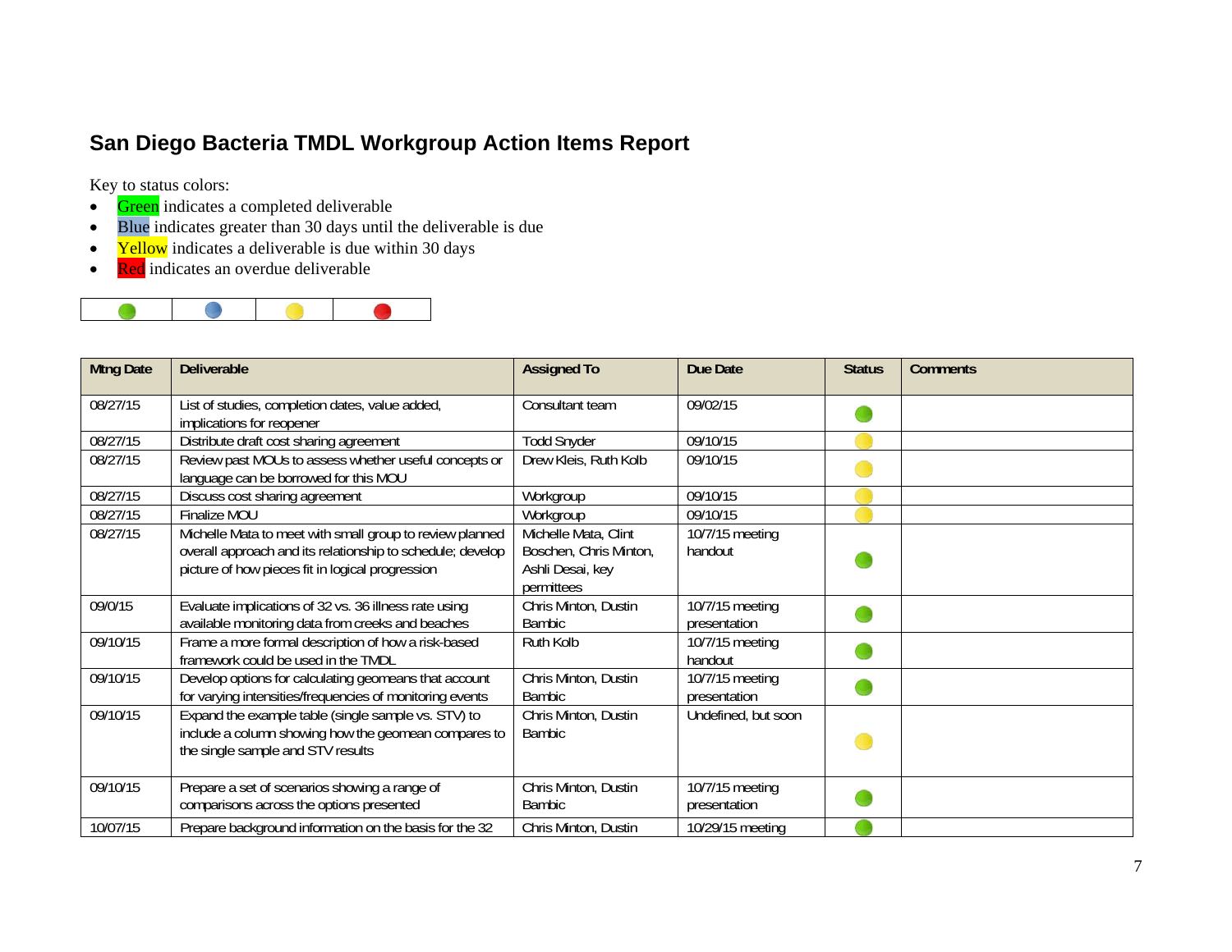## San Diego Bacteria TMDL Workgroup Action Items Report

Key to status colors:

- Green indicates a completed deliverable
- Blue indicates greater than 30 days until the deliverable is due
- Yellow indicates a deliverable is due within 30 days
- Red indicates an overdue deliverable

| Green | Blue | Yellow | Red |
|---|---|---|---|

| Mtng Date | Deliverable | Assigned To | Due Date | Status | Comments |
|---|---|---|---|---|---|
| 08/27/15 | List of studies, completion dates, value added, implications for reopener | Consultant team | 09/02/15 | Green | |
| 08/27/15 | Distribute draft cost sharing agreement | Todd Snyder | 09/10/15 | Yellow | |
| 08/27/15 | Review past MOUs to assess whether useful concepts or language can be borrowed for this MOU | Drew Kleis, Ruth Kolb | 09/10/15 | Yellow | |
| 08/27/15 | Discuss cost sharing agreement | Workgroup | 09/10/15 | Yellow | |
| 08/27/15 | Finalize MOU | Workgroup | 09/10/15 | Yellow | |
| 08/27/15 | Michelle Mata to meet with small group to review planned overall approach and its relationship to schedule; develop picture of how pieces fit in logical progression | Michelle Mata, Clint Boschen, Chris Minton, Ashli Desai, key permittees | 10/7/15 meeting handout | Green | |
| 09/0/15 | Evaluate implications of 32 vs. 36 illness rate using available monitoring data from creeks and beaches | Chris Minton, Dustin Bambic | 10/7/15 meeting presentation | Green | |
| 09/10/15 | Frame a more formal description of how a risk-based framework could be used in the TMDL | Ruth Kolb | 10/7/15 meeting handout | Green | |
| 09/10/15 | Develop options for calculating geomeans that account for varying intensities/frequencies of monitoring events | Chris Minton, Dustin Bambic | 10/7/15 meeting presentation | Green | |
| 09/10/15 | Expand the example table (single sample vs. STV) to include a column showing how the geomean compares to the single sample and STV results | Chris Minton, Dustin Bambic | Undefined, but soon | Yellow | |
| 09/10/15 | Prepare a set of scenarios showing a range of comparisons across the options presented | Chris Minton, Dustin Bambic | 10/7/15 meeting presentation | Green | |
| 10/07/15 | Prepare background information on the basis for the 32 | Chris Minton, Dustin | 10/29/15 meeting | Green | |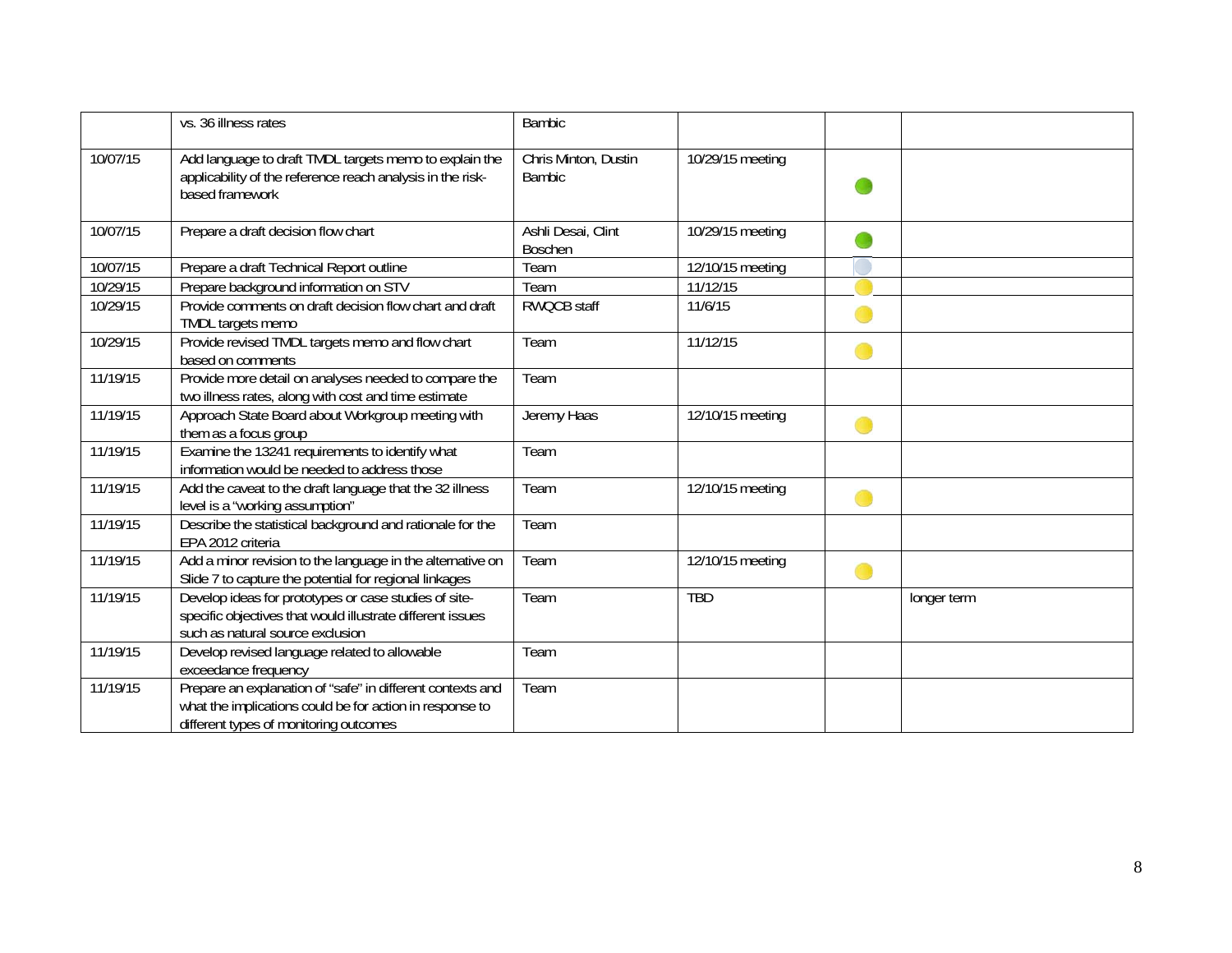| | | | | | |
|---|---|---|---|---|---|
| | vs. 36 illness rates | Bambic | | | |
| 10/07/15 | Add language to draft TMDL targets memo to explain the applicability of the reference reach analysis in the risk-based framework | Chris Minton, Dustin Bambic | 10/29/15 meeting | | |
| 10/07/15 | Prepare a draft decision flow chart | Ashli Desai, Clint Boschen | 10/29/15 meeting | | |
| 10/07/15 | Prepare a draft Technical Report outline | Team | 12/10/15 meeting | | |
| 10/29/15 | Prepare background information on STV | Team | 11/12/15 | | |
| 10/29/15 | Provide comments on draft decision flow chart and draft TMDL targets memo | RWQCB staff | 11/6/15 | | |
| 10/29/15 | Provide revised TMDL targets memo and flow chart based on comments | Team | 11/12/15 | | |
| 11/19/15 | Provide more detail on analyses needed to compare the two illness rates, along with cost and time estimate | Team | | | |
| 11/19/15 | Approach State Board about Workgroup meeting with them as a focus group | Jeremy Haas | 12/10/15 meeting | | |
| 11/19/15 | Examine the 13241 requirements to identify what information would be needed to address those | Team | | | |
| 11/19/15 | Add the caveat to the draft language that the 32 illness level is a "working assumption" | Team | 12/10/15 meeting | | |
| 11/19/15 | Describe the statistical background and rationale for the EPA 2012 criteria | Team | | | |
| 11/19/15 | Add a minor revision to the language in the alternative on Slide 7 to capture the potential for regional linkages | Team | 12/10/15 meeting | | |
| 11/19/15 | Develop ideas for prototypes or case studies of site-specific objectives that would illustrate different issues such as natural source exclusion | Team | TBD | | longer term |
| 11/19/15 | Develop revised language related to allowable exceedance frequency | Team | | | |
| 11/19/15 | Prepare an explanation of "safe" in different contexts and what the implications could be for action in response to different types of monitoring outcomes | Team | | | |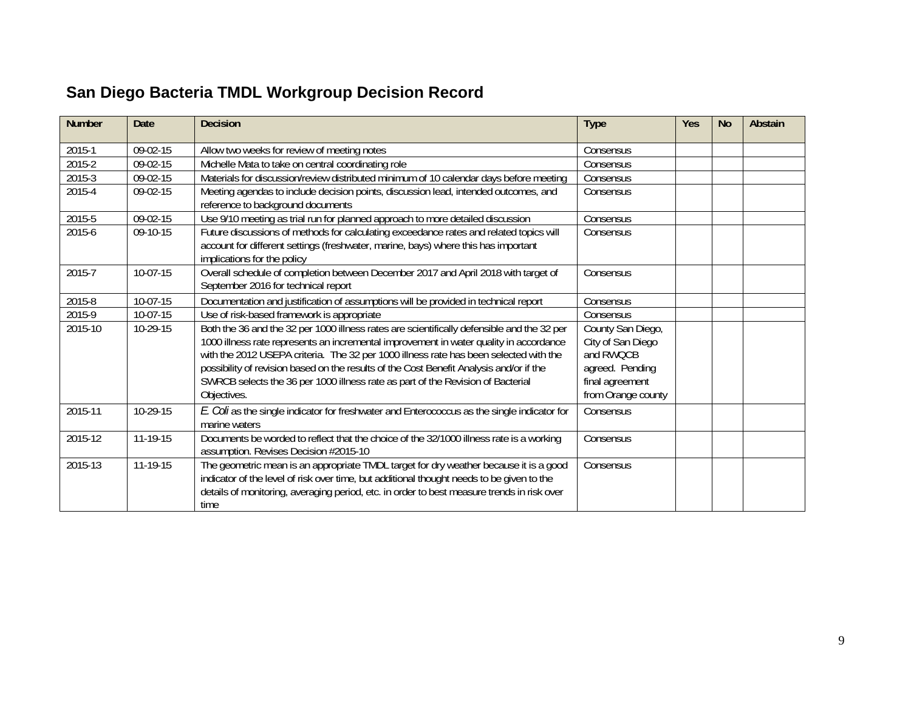## San Diego Bacteria TMDL Workgroup Decision Record

| Number | Date | Decision | Type | Yes | No | Abstain |
|---|---|---|---|---|---|---|
| 2015-1 | 09-02-15 | Allow two weeks for review of meeting notes | Consensus | | | |
| 2015-2 | 09-02-15 | Michelle Mata to take on central coordinating role | Consensus | | | |
| 2015-3 | 09-02-15 | Materials for discussion/review distributed minimum of 10 calendar days before meeting | Consensus | | | |
| 2015-4 | 09-02-15 | Meeting agendas to include decision points, discussion lead, intended outcomes, and reference to background documents | Consensus | | | |
| 2015-5 | 09-02-15 | Use 9/10 meeting as trial run for planned approach to more detailed discussion | Consensus | | | |
| 2015-6 | 09-10-15 | Future discussions of methods for calculating exceedance rates and related topics will account for different settings (freshwater, marine, bays) where this has important implications for the policy | Consensus | | | |
| 2015-7 | 10-07-15 | Overall schedule of completion between December 2017 and April 2018 with target of September 2016 for technical report | Consensus | | | |
| 2015-8 | 10-07-15 | Documentation and justification of assumptions will be provided in technical report | Consensus | | | |
| 2015-9 | 10-07-15 | Use of risk-based framework is appropriate | Consensus | | | |
| 2015-10 | 10-29-15 | Both the 36 and the 32 per 1000 illness rates are scientifically defensible and the 32 per 1000 illness rate represents an incremental improvement in water quality in accordance with the 2012 USEPA criteria. The 32 per 1000 illness rate has been selected with the possibility of revision based on the results of the Cost Benefit Analysis and/or if the SWRCB selects the 36 per 1000 illness rate as part of the Revision of Bacterial Objectives. | County San Diego, City of San Diego and RWQCB agreed. Pending final agreement from Orange county | | | |
| 2015-11 | 10-29-15 | *E. Coli* as the single indicator for freshwater and Enterococcus as the single indicator for marine waters | Consensus | | | |
| 2015-12 | 11-19-15 | Documents be worded to reflect that the choice of the 32/1000 illness rate is a working assumption. Revises Decision #2015-10 | Consensus | | | |
| 2015-13 | 11-19-15 | The geometric mean is an appropriate TMDL target for dry weather because it is a good indicator of the level of risk over time, but additional thought needs to be given to the details of monitoring, averaging period, etc. in order to best measure trends in risk over time | Consensus | | | |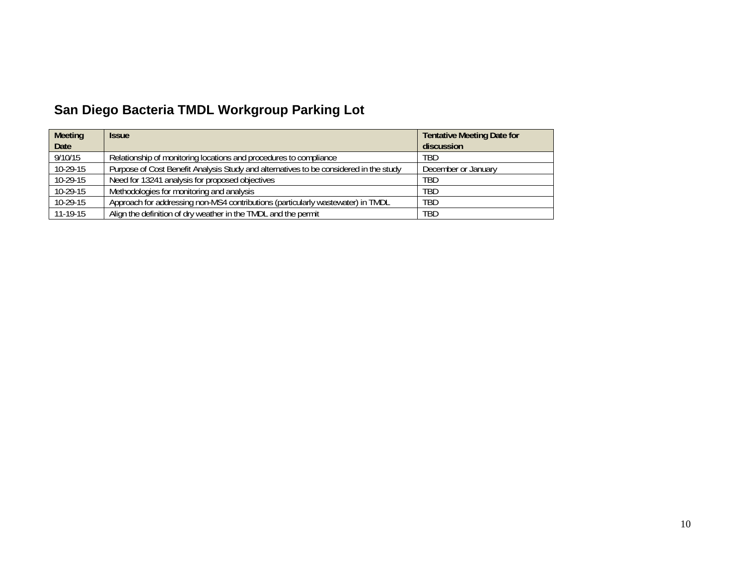## San Diego Bacteria TMDL Workgroup Parking Lot

| Meeting Date | Issue | Tentative Meeting Date for discussion |
|---|---|---|
| 9/10/15 | Relationship of monitoring locations and procedures to compliance | TBD |
| 10-29-15 | Purpose of Cost Benefit Analysis Study and alternatives to be considered in the study | December or January |
| 10-29-15 | Need for 13241 analysis for proposed objectives | TBD |
| 10-29-15 | Methodologies for monitoring and analysis | TBD |
| 10-29-15 | Approach for addressing non-MS4 contributions (particularly wastewater) in TMDL | TBD |
| 11-19-15 | Align the definition of dry weather in the TMDL and the permit | TBD |